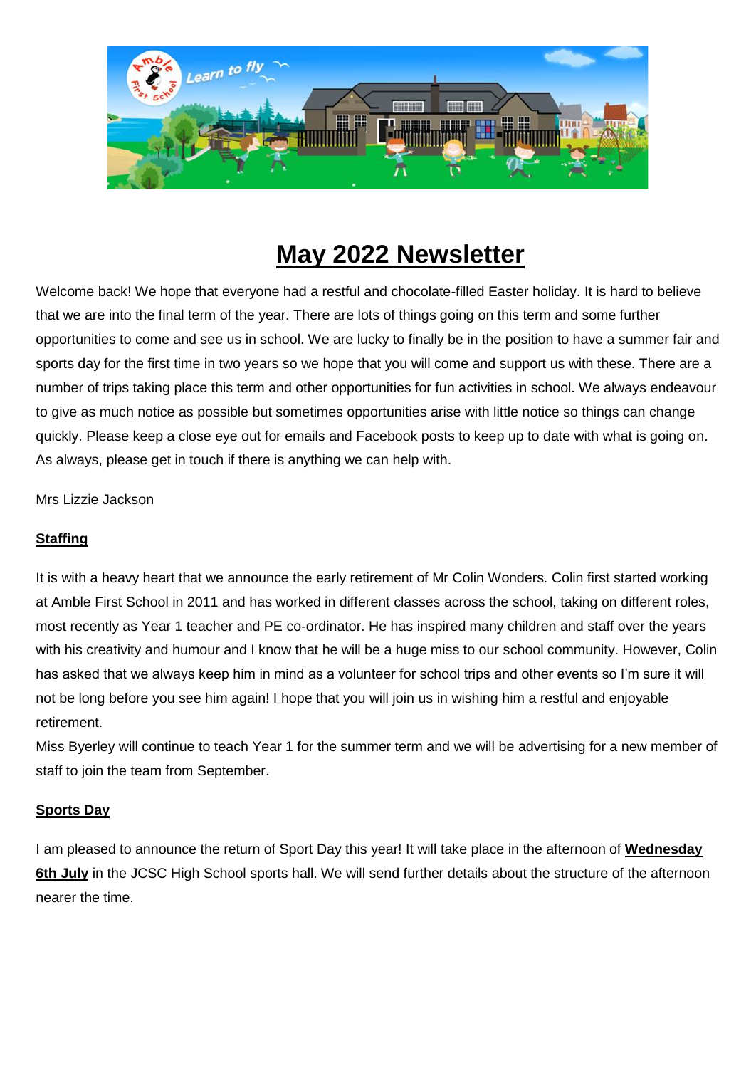# May 2022 Newsletter

Welcome back! We hope that everyone had a restful and chocolate-filled Easter holiday. It is hard to believe that we are into the final term of the year. There are lots of things going on this term and some further opportunities to come and see us in school. We are lucky to finally be in the position to have a summer fair and sports day for the first time in two years so we hope that you will come and support us with these. There are a number of trips taking place this term and other opportunities for fun activities in school. We always endeavour to give as much notice as possible but sometimes opportunities arise with little notice so things can change quickly. Please keep a close eye out for emails and Facebook posts to keep up to date with what is going on. As always, please get in touch if there is anything we can help with.

Mrs Lizzie Jackson

## Staffing

It is with a heavy heart that we announce the early retirement of Mr Colin Wonders. Colin first started working at Amble First School in 2011 and has worked in different classes across the school, taking on different roles, most recently as Year 1 teacher and PE co-ordinator. He has inspired many children and staff over the years with his creativity and humour and I know that he will be a huge miss to our school community. However, Colin has asked that we always keep him in mind as a volunteer for school trips and other events so I'm sure it will not be long before you see him again! I hope that you will join us in wishing him a restful and enjoyable retirement.

Miss Byerley will continue to teach Year 1 for the summer term and we will be advertising for a new member of staff to join the team from September.

## Sports Day

I am pleased to announce the return of Sport Day this year! It will take place in the afternoon of **Wednesday 6th July** in the JCSC High School sports hall. We will send further details about the structure of the afternoon nearer the time.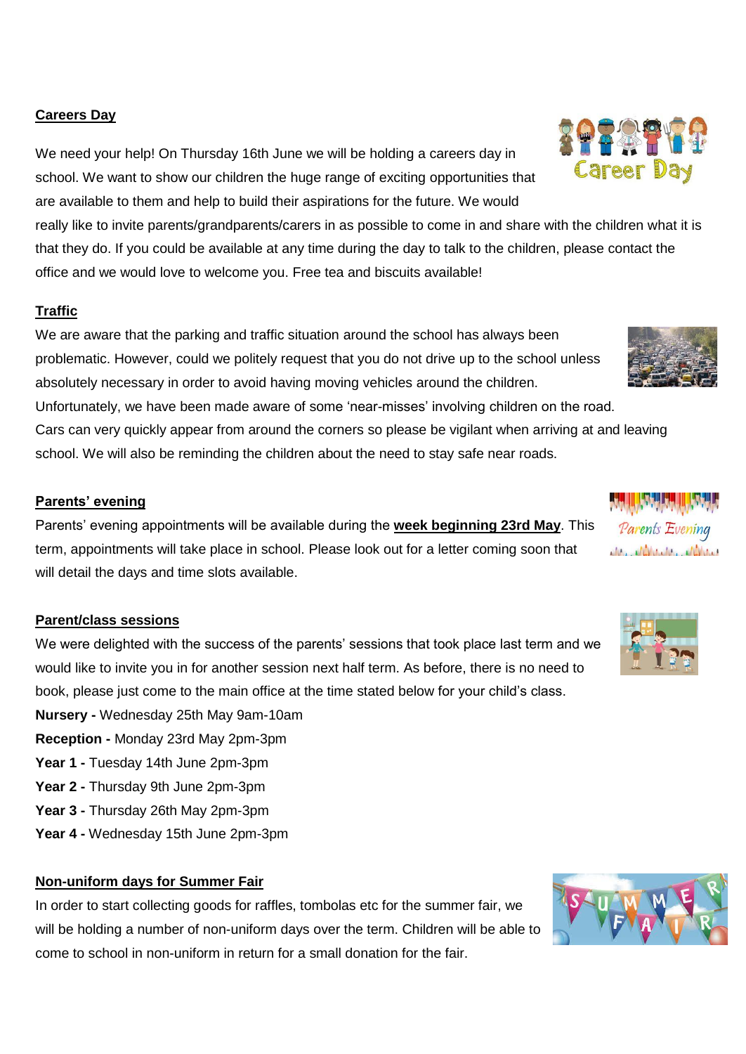## Careers Day

We need your help! On Thursday 16th June we will be holding a careers day in school. We want to show our children the huge range of exciting opportunities that are available to them and help to build their aspirations for the future. We would really like to invite parents/grandparents/carers in as possible to come in and share with the children what it is that they do. If you could be available at any time during the day to talk to the children, please contact the office and we would love to welcome you. Free tea and biscuits available!

## Traffic

We are aware that the parking and traffic situation around the school has always been problematic. However, could we politely request that you do not drive up to the school unless absolutely necessary in order to avoid having moving vehicles around the children. Unfortunately, we have been made aware of some 'near-misses' involving children on the road. Cars can very quickly appear from around the corners so please be vigilant when arriving at and leaving school. We will also be reminding the children about the need to stay safe near roads.

## Parents' evening

Parents' evening appointments will be available during the **week beginning 23rd May**. This term, appointments will take place in school. Please look out for a letter coming soon that will detail the days and time slots available.

## Parent/class sessions

We were delighted with the success of the parents' sessions that took place last term and we would like to invite you in for another session next half term. As before, there is no need to book, please just come to the main office at the time stated below for your child's class.

**Nursery -** Wednesday 25th May 9am-10am
**Reception -** Monday 23rd May 2pm-3pm
**Year 1 -** Tuesday 14th June 2pm-3pm
**Year 2 -** Thursday 9th June 2pm-3pm
**Year 3 -** Thursday 26th May 2pm-3pm
**Year 4 -** Wednesday 15th June 2pm-3pm

## Non-uniform days for Summer Fair

In order to start collecting goods for raffles, tombolas etc for the summer fair, we will be holding a number of non-uniform days over the term. Children will be able to come to school in non-uniform in return for a small donation for the fair.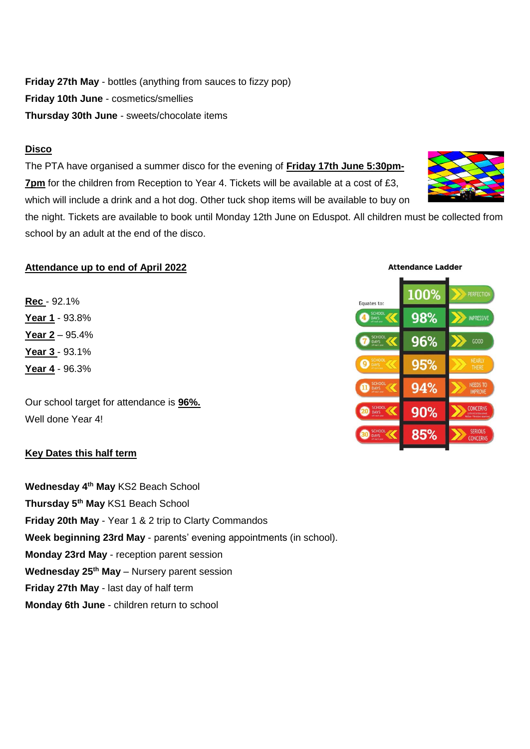**Friday 27th May** - bottles (anything from sauces to fizzy pop)
**Friday 10th June** - cosmetics/smellies
**Thursday 30th June** - sweets/chocolate items

## Disco

The PTA have organised a summer disco for the evening of **Friday 17th June 5:30pm-7pm** for the children from Reception to Year 4. Tickets will be available at a cost of £3, which will include a drink and a hot dog. Other tuck shop items will be available to buy on the night. Tickets are available to book until Monday 12th June on Eduspot. All children must be collected from school by an adult at the end of the disco.

## Attendance up to end of April 2022

**Rec** - 92.1%
**Year 1** - 93.8%
**Year 2** – 95.4%
**Year 3** - 93.1%
**Year 4** - 96.3%

Our school target for attendance is **96%.**
Well done Year 4!

**Attendance Ladder**

| Equates to: | | |
|---|---|---|
| 4 SCHOOL DAYS | 98% | IMPRESSIVE |
| | 100% | PERFECTION |
| 7 SCHOOL DAYS | 96% | GOOD |
| 9 SCHOOL DAYS | 95% | NEARLY THERE |
| 11 SCHOOL DAYS | 94% | NEEDS TO IMPROVE |
| 20 SCHOOL DAYS | 90% | CONCERNS |
| 30 SCHOOL DAYS | 85% | SERIOUS CONCERNS |

## Key Dates this half term

**Wednesday 4th May** KS2 Beach School
**Thursday 5th May** KS1 Beach School
**Friday 20th May** - Year 1 & 2 trip to Clarty Commandos
**Week beginning 23rd May** - parents' evening appointments (in school).
**Monday 23rd May** - reception parent session
**Wednesday 25th May** – Nursery parent session
**Friday 27th May** - last day of half term
**Monday 6th June** - children return to school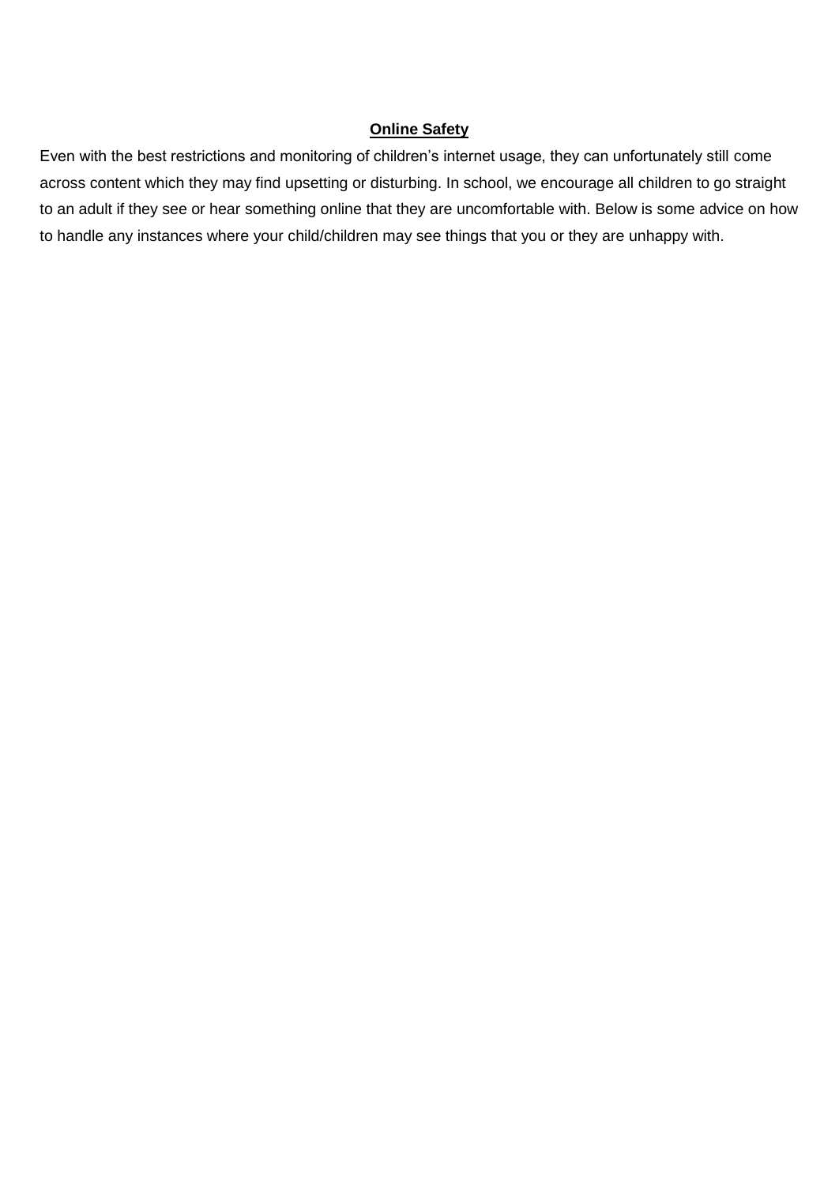## **Online Safety**

Even with the best restrictions and monitoring of children's internet usage, they can unfortunately still come across content which they may find upsetting or disturbing. In school, we encourage all children to go straight to an adult if they see or hear something online that they are uncomfortable with. Below is some advice on how to handle any instances where your child/children may see things that you or they are unhappy with.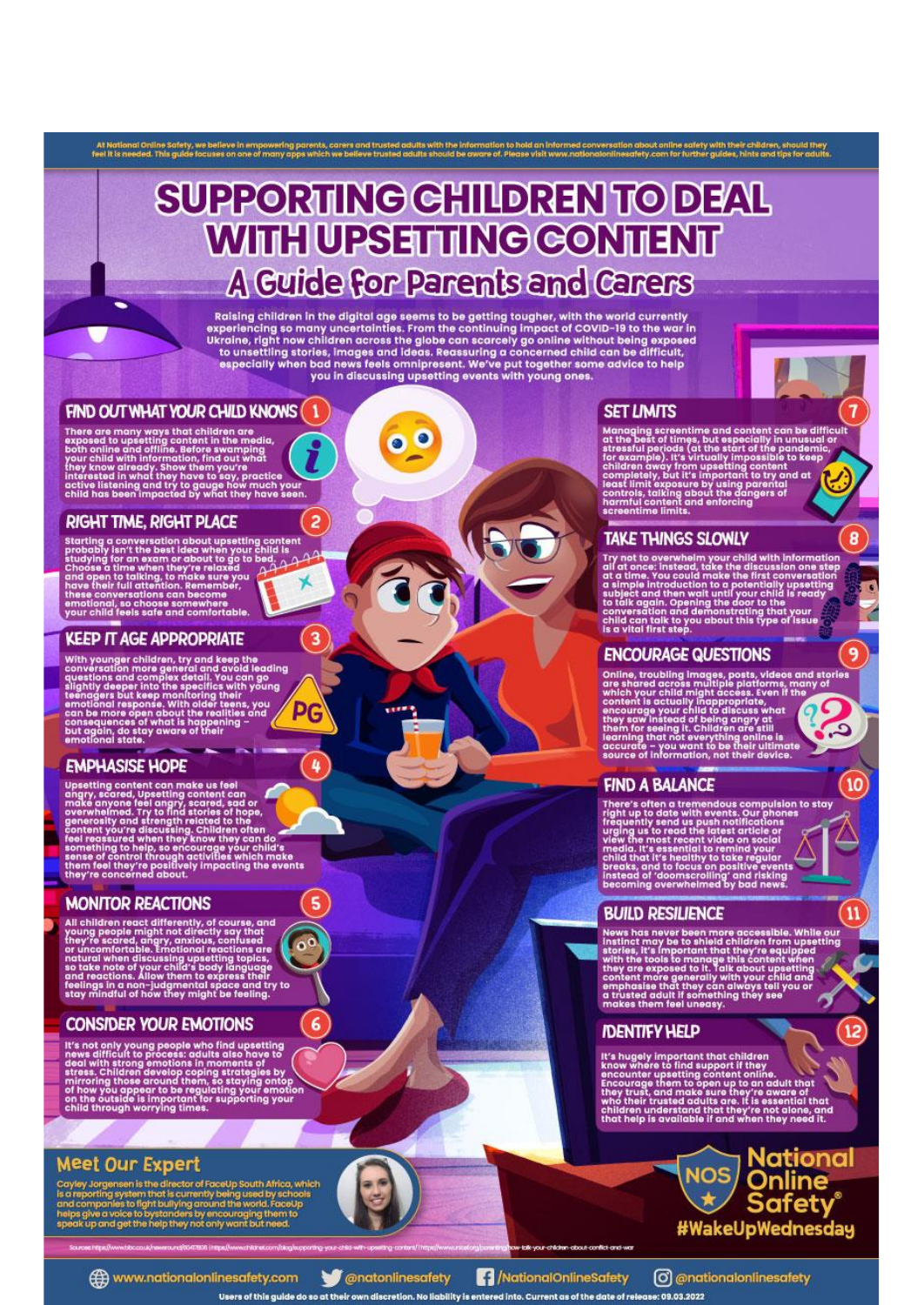At National Online Safety, we believe in empowering parents, carers and trusted adults with the information to hold an informed conversation about online safety with their children, should they feel it is needed. This guide focuses on one of many apps which we believe trusted adults should be aware of. Please visit www.nationalonlinesafety.com for further guides, hints and tips for adults.

# SUPPORTING CHILDREN TO DEAL WITH UPSETTING CONTENT

## A Guide for Parents and Carers

Raising children in the digital age seems to be getting tougher, with the world currently experiencing so many uncertainties. From the continuing impact of COVID-19 to the war in Ukraine, right now children across the globe can scarcely go online without being exposed to unsettling stories, images and ideas. Reassuring a concerned child can be difficult, especially when bad news feels omnipresent. We've put together some advice to help you in discussing upsetting events with young ones.

### 1 FIND OUT WHAT YOUR CHILD KNOWS

There are many ways that children are exposed to upsetting content in the media, both online and offline. Before swamping your child with information, find out what they know already. Show them you're interested in what they have to say, practice active listening and try to gauge how much your child has been impacted by what they have seen.

### 2 RIGHT TIME, RIGHT PLACE

Starting a conversation about upsetting content probably isn't the best idea when your child is studying for an exam or about to go to bed. Choose a time when they're relaxed and open to talking, to make sure you have their full attention. Remember, these conversations can become emotional, so choose somewhere your child feels safe and comfortable.

### 3 KEEP IT AGE APPROPRIATE

With younger children, try and keep the conversation more general and avoid leading questions and complex detail. You can go slightly deeper into the specifics with young teenagers but keep monitoring their emotional response. With older teens, you can be more open about the realities and consequences of what is happening – but again, do stay aware of their emotional state.

### 4 EMPHASISE HOPE

Upsetting content can make us feel angry, scared, Upsetting content can make anyone feel angry, scared, sad or overwhelmed. Try to find stories of hope, generosity and strength related to the content you're discussing. Children often feel reassured when they know they can do something to help, so encourage your child's sense of control through activities which make them feel they're positively impacting the events they're concerned about.

### 5 MONITOR REACTIONS

All children react differently, of course, and young people might not directly say that they're scared, angry, anxious, confused or uncomfortable. Emotional reactions are natural when discussing upsetting topics, so take note of your child's body language and reactions. Allow them to express their feelings in a non-judgmental space and try to stay mindful of how they might be feeling.

### 6 CONSIDER YOUR EMOTIONS

It's not only young people who find upsetting news difficult to process: adults also have to deal with strong emotions in moments of stress. Children develop coping strategies by mirroring those around them, so staying ontop of how you appear to be regulating your emotion on the outside is important for supporting your child through worrying times.

### 7 SET LIMITS

Managing screentime and content can be difficult at the best of times, but especially in unusual or stressful periods (at the start of the pandemic, for example). It's virtually impossible to keep children away from upsetting content completely, but it's important to try and at least limit exposure by using parental controls, talking about the dangers of harmful content and enforcing screentime limits.

### 8 TAKE THINGS SLOWLY

Try not to overwhelm your child with information all at once: instead, take the discussion one step at a time. You could make the first conversation a simple introduction to a potentially upsetting subject and then wait until your child is ready to talk again. Opening the door to the conversation and demonstrating that your child can talk to you about this type of issue is a vital first step.

### 9 ENCOURAGE QUESTIONS

Online, troubling images, posts, videos and stories are shared across multiple platforms, many of which your child might access. Even if the content is actually inappropriate, encourage your child to discuss what they saw instead of being angry at them for seeing it. Children are still learning that not everything online is accurate – you want to be their ultimate source of information, not their device.

### 10 FIND A BALANCE

There's often a tremendous compulsion to stay right up to date with events. Our phones frequently send us push notifications urging us to read the latest article or view the most recent video on social media. It's essential to remind your child that it's healthy to take regular breaks, and to focus on positive events instead of 'doomscrolling' and risking becoming overwhelmed by bad news.

### 11 BUILD RESILIENCE

News has never been more accessible. While our instinct may be to shield children from upsetting stories, it's important that they're equipped with the tools to manage this content when they are exposed to it. Talk about upsetting content more generally with your child and emphasise that they can always tell you or a trusted adult if something they see makes them feel uneasy.

### 12 IDENTIFY HELP

It's hugely important that children know where to find support if they encounter upsetting content online. Encourage them to open up to an adult that they trust, and make sure they're aware of who their trusted adults are. It is essential that children understand that they're not alone, and that help is available if and when they need it.

## Meet Our Expert

Cayley Jorgensen is the director of FaceUp South Africa, which is a reporting system that is currently being used by schools and companies to fight bullying around the world. FaceUp helps give a voice to bystanders by encouraging them to speak up and get the help they not only want but need.

National Online Safety® #WakeUpWednesday

Sources: https://www.bbc.co.uk/newsround/60471806 | https://www.childnet.com/blog/supporting-your-child-with-upsetting-content/ | https://www.unicef.org/parenting/how-talk-your-children-about-conflict-and-war

www.nationalonlinesafety.com | @natonlinesafety | /NationalOnlineSafety | @nationalonlinesafety

Users of this guide do so at their own discretion. No liability is entered into. Current as of the date of release: 09.03.2022